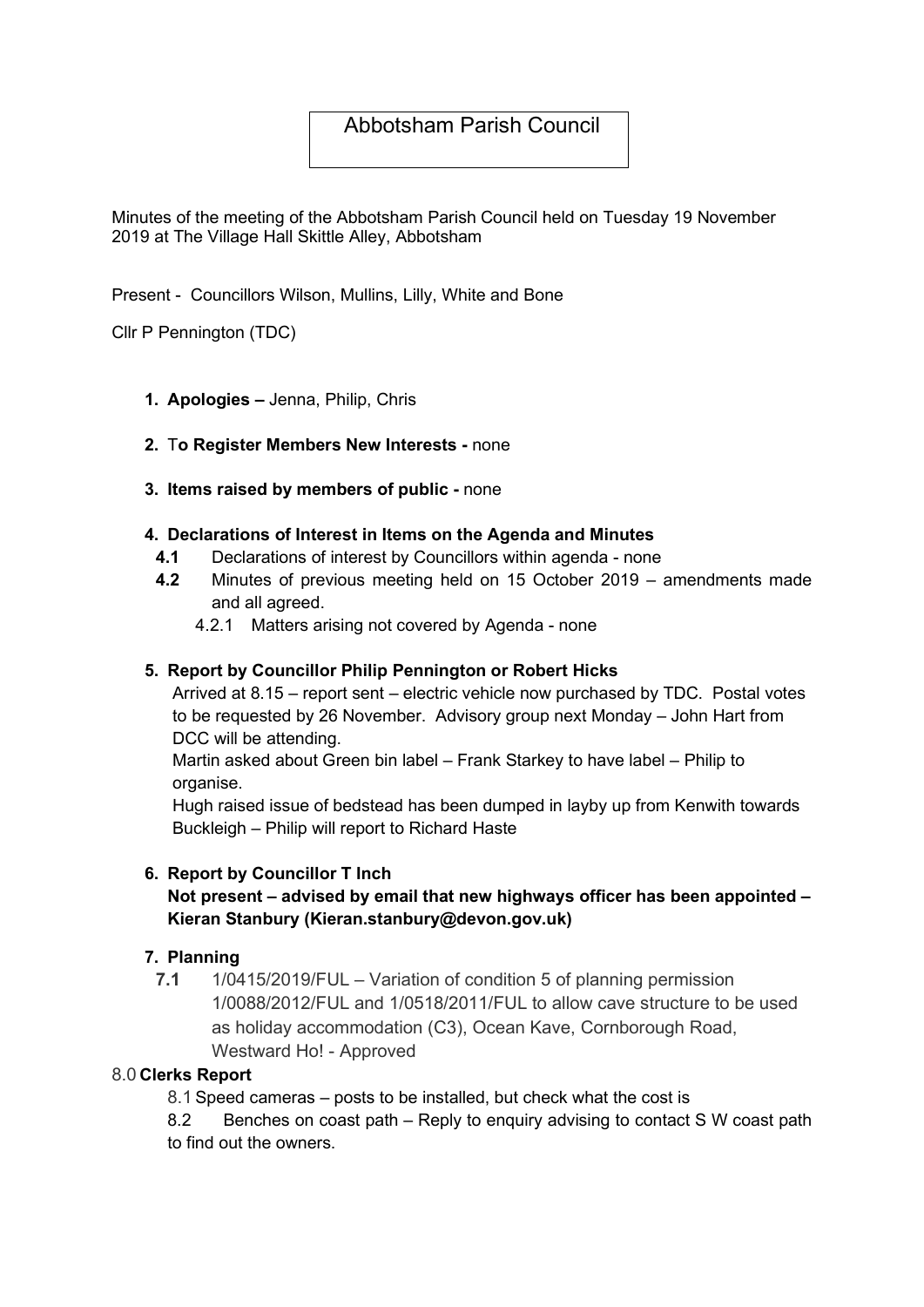# Abbotsham Parish Council

Minutes of the meeting of the Abbotsham Parish Council held on Tuesday 19 November 2019 at The Village Hall Skittle Alley, Abbotsham

Present - Councillors Wilson, Mullins, Lilly, White and Bone

Cllr P Pennington (TDC)

1. **Apologies –** Jenna, Philip, Chris

2. T**o Register Members New Interests -** none

3. **Items raised by members of public -** none

4. **Declarations of Interest in Items on the Agenda and Minutes**
   - **4.1** Declarations of interest by Councillors within agenda - none
   - **4.2** Minutes of previous meeting held on 15 October 2019 – amendments made and all agreed.
     - 4.2.1 Matters arising not covered by Agenda - none

5. **Report by Councillor Philip Pennington or Robert Hicks**

   Arrived at 8.15 – report sent – electric vehicle now purchased by TDC. Postal votes to be requested by 26 November. Advisory group next Monday – John Hart from DCC will be attending.

   Martin asked about Green bin label – Frank Starkey to have label – Philip to organise.

   Hugh raised issue of bedstead has been dumped in layby up from Kenwith towards Buckleigh – Philip will report to Richard Haste

6. **Report by Councillor T Inch**

   **Not present – advised by email that new highways officer has been appointed – Kieran Stanbury (Kieran.stanbury@devon.gov.uk)**

7. **Planning**
   - **7.1** 1/0415/2019/FUL – Variation of condition 5 of planning permission 1/0088/2012/FUL and 1/0518/2011/FUL to allow cave structure to be used as holiday accommodation (C3), Ocean Kave, Cornborough Road, Westward Ho! - Approved

8.0 **Clerks Report**

   8.1 Speed cameras – posts to be installed, but check what the cost is

   8.2 Benches on coast path – Reply to enquiry advising to contact S W coast path to find out the owners.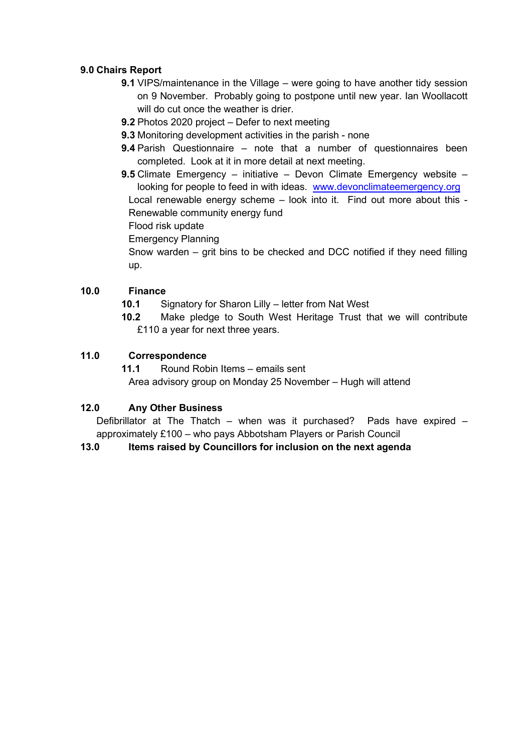**9.0 Chairs Report**

- **9.1** VIPS/maintenance in the Village – were going to have another tidy session on 9 November. Probably going to postpone until new year. Ian Woollacott will do cut once the weather is drier.
- **9.2** Photos 2020 project – Defer to next meeting
- **9.3** Monitoring development activities in the parish - none
- **9.4** Parish Questionnaire – note that a number of questionnaires been completed. Look at it in more detail at next meeting.
- **9.5** Climate Emergency – initiative – Devon Climate Emergency website – looking for people to feed in with ideas. [www.devonclimateemergency.org](www.devonclimateemergency.org)

  Local renewable energy scheme – look into it. Find out more about this - Renewable community energy fund

  Flood risk update

  Emergency Planning

  Snow warden – grit bins to be checked and DCC notified if they need filling up.

**10.0 Finance**

- **10.1** Signatory for Sharon Lilly – letter from Nat West
- **10.2** Make pledge to South West Heritage Trust that we will contribute £110 a year for next three years.

**11.0 Correspondence**

- **11.1** Round Robin Items – emails sent

  Area advisory group on Monday 25 November – Hugh will attend

**12.0 Any Other Business**

Defibrillator at The Thatch – when was it purchased? Pads have expired – approximately £100 – who pays Abbotsham Players or Parish Council

**13.0 Items raised by Councillors for inclusion on the next agenda**